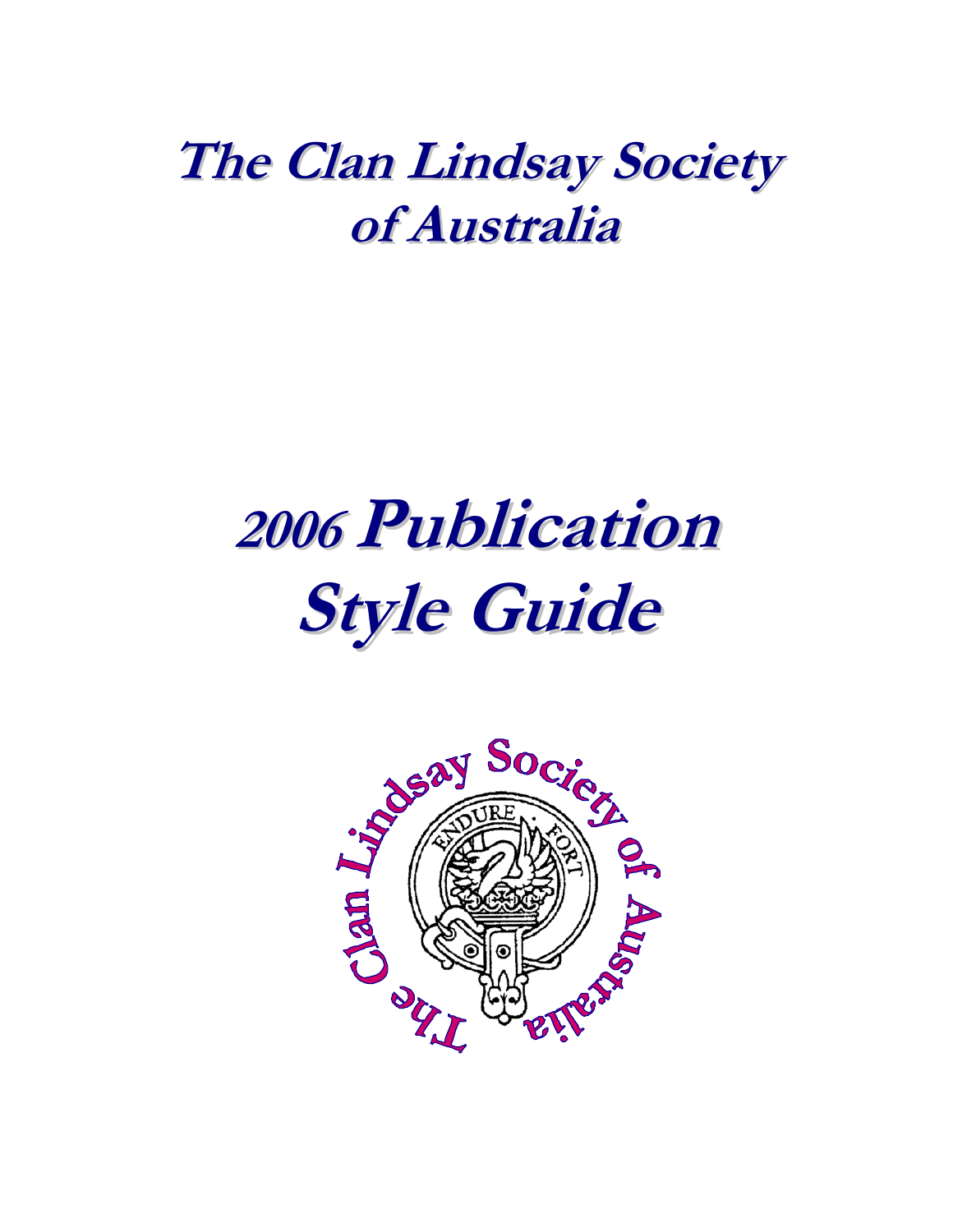# The Clan Lindsay Society of Australia

# 2006 Publication Style Guide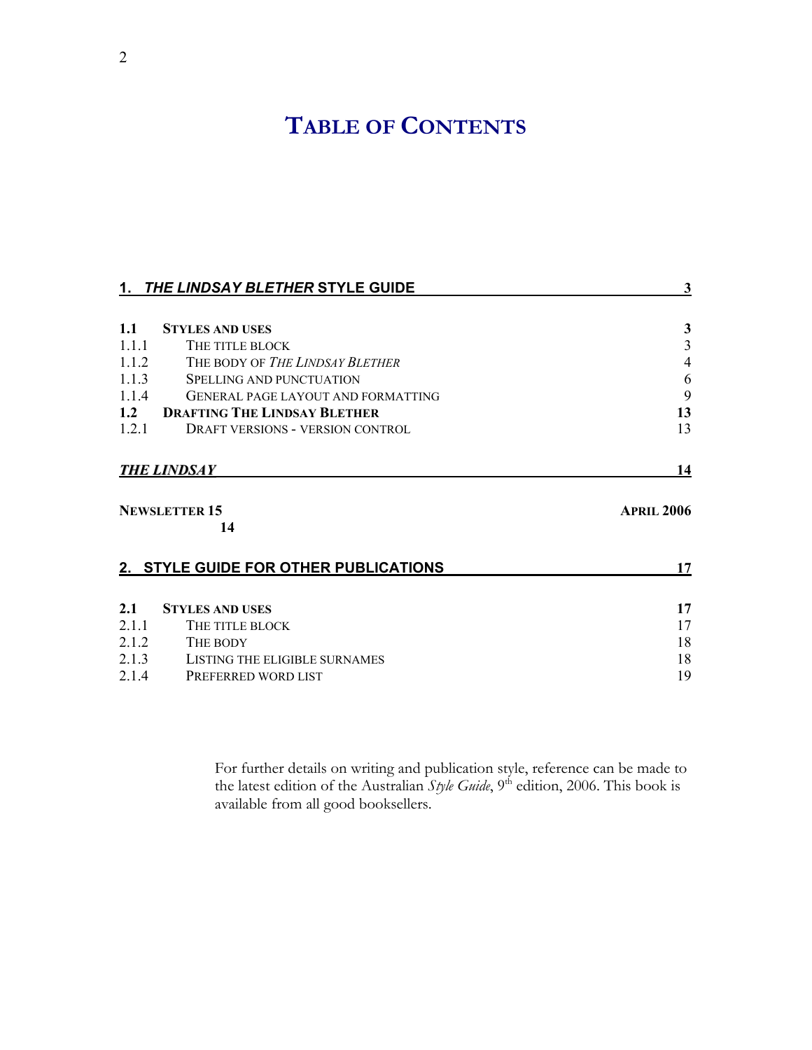# Table of Contents

| | | |
|---|---|---|
| **1.** | ***THE LINDSAY BLETHER* STYLE GUIDE** | **3** |
| **1.1** | **STYLES AND USES** | **3** |
| 1.1.1 | THE TITLE BLOCK | 3 |
| 1.1.2 | THE BODY OF *THE LINDSAY BLETHER* | 4 |
| 1.1.3 | SPELLING AND PUNCTUATION | 6 |
| 1.1.4 | GENERAL PAGE LAYOUT AND FORMATTING | 9 |
| **1.2** | **DRAFTING THE LINDSAY BLETHER** | **13** |
| 1.2.1 | DRAFT VERSIONS - VERSION CONTROL | 13 |
| | ***THE LINDSAY*** | **14** |
| | **NEWSLETTER 15 — APRIL 2006** | **14** |
| **2.** | **STYLE GUIDE FOR OTHER PUBLICATIONS** | **17** |
| **2.1** | **STYLES AND USES** | **17** |
| 2.1.1 | THE TITLE BLOCK | 17 |
| 2.1.2 | THE BODY | 18 |
| 2.1.3 | LISTING THE ELIGIBLE SURNAMES | 18 |
| 2.1.4 | PREFERRED WORD LIST | 19 |

For further details on writing and publication style, reference can be made to the latest edition of the Australian *Style Guide*, 9th edition, 2006. This book is available from all good booksellers.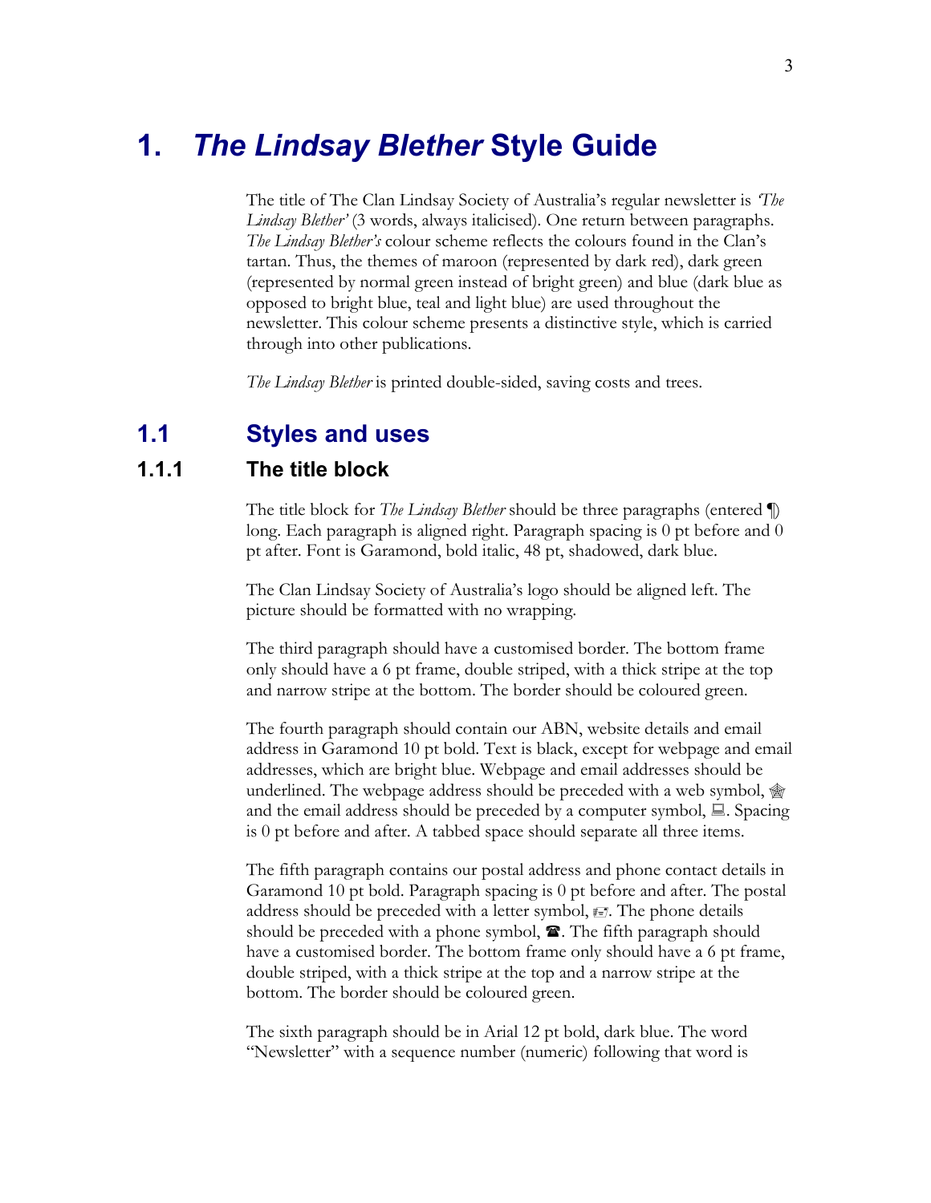# 1. *The Lindsay Blether* Style Guide

The title of The Clan Lindsay Society of Australia's regular newsletter is *'The Lindsay Blether'* (3 words, always italicised). One return between paragraphs. *The Lindsay Blether's* colour scheme reflects the colours found in the Clan's tartan. Thus, the themes of maroon (represented by dark red), dark green (represented by normal green instead of bright green) and blue (dark blue as opposed to bright blue, teal and light blue) are used throughout the newsletter. This colour scheme presents a distinctive style, which is carried through into other publications.

*The Lindsay Blether* is printed double-sided, saving costs and trees.

## 1.1 Styles and uses

### 1.1.1 The title block

The title block for *The Lindsay Blether* should be three paragraphs (entered ¶) long. Each paragraph is aligned right. Paragraph spacing is 0 pt before and 0 pt after. Font is Garamond, bold italic, 48 pt, shadowed, dark blue.

The Clan Lindsay Society of Australia's logo should be aligned left. The picture should be formatted with no wrapping.

The third paragraph should have a customised border. The bottom frame only should have a 6 pt frame, double striped, with a thick stripe at the top and narrow stripe at the bottom. The border should be coloured green.

The fourth paragraph should contain our ABN, website details and email address in Garamond 10 pt bold. Text is black, except for webpage and email addresses, which are bright blue. Webpage and email addresses should be underlined. The webpage address should be preceded with a web symbol, 🕸 and the email address should be preceded by a computer symbol, 💻. Spacing is 0 pt before and after. A tabbed space should separate all three items.

The fifth paragraph contains our postal address and phone contact details in Garamond 10 pt bold. Paragraph spacing is 0 pt before and after. The postal address should be preceded with a letter symbol, 🖃. The phone details should be preceded with a phone symbol, ☎. The fifth paragraph should have a customised border. The bottom frame only should have a 6 pt frame, double striped, with a thick stripe at the top and a narrow stripe at the bottom. The border should be coloured green.

The sixth paragraph should be in Arial 12 pt bold, dark blue. The word "Newsletter" with a sequence number (numeric) following that word is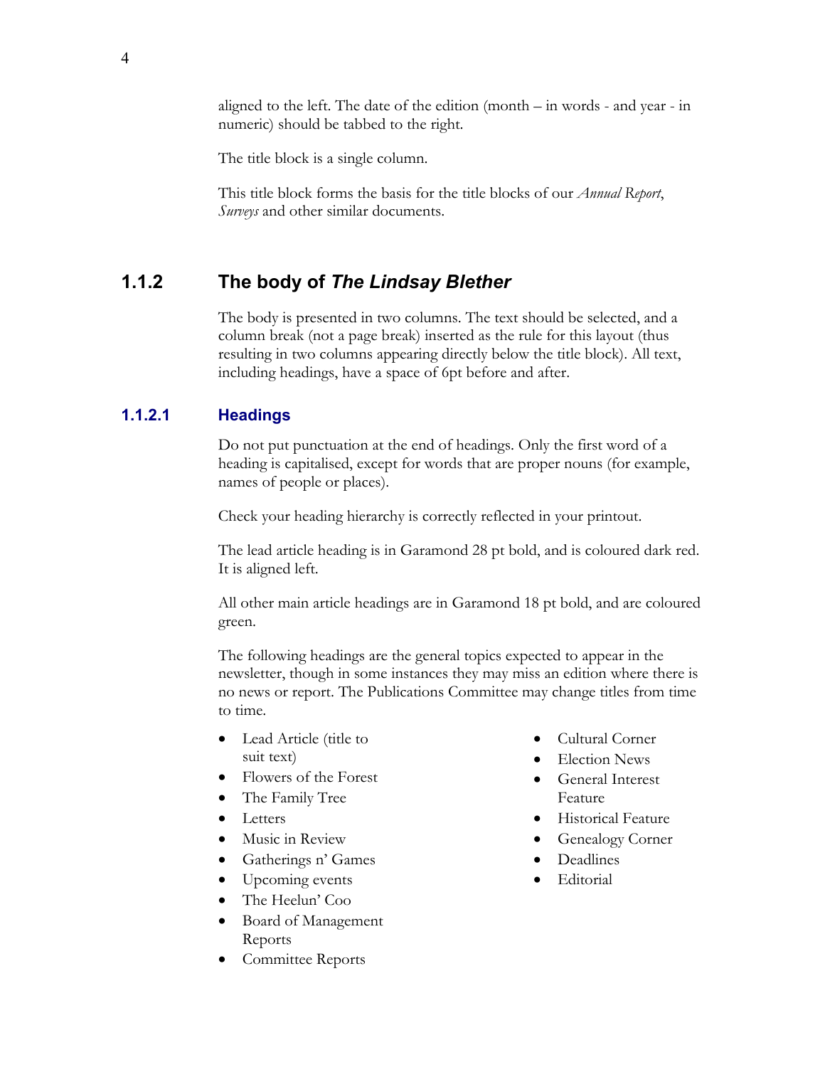aligned to the left. The date of the edition (month – in words - and year - in numeric) should be tabbed to the right.

The title block is a single column.

This title block forms the basis for the title blocks of our *Annual Report*, *Surveys* and other similar documents.

### 1.1.2 The body of *The Lindsay Blether*

The body is presented in two columns. The text should be selected, and a column break (not a page break) inserted as the rule for this layout (thus resulting in two columns appearing directly below the title block). All text, including headings, have a space of 6pt before and after.

#### 1.1.2.1 Headings

Do not put punctuation at the end of headings. Only the first word of a heading is capitalised, except for words that are proper nouns (for example, names of people or places).

Check your heading hierarchy is correctly reflected in your printout.

The lead article heading is in Garamond 28 pt bold, and is coloured dark red. It is aligned left.

All other main article headings are in Garamond 18 pt bold, and are coloured green.

The following headings are the general topics expected to appear in the newsletter, though in some instances they may miss an edition where there is no news or report. The Publications Committee may change titles from time to time.

- Lead Article (title to suit text)
- Flowers of the Forest
- The Family Tree
- Letters
- Music in Review
- Gatherings n' Games
- Upcoming events
- The Heelun' Coo
- Board of Management Reports
- Committee Reports
- Cultural Corner
- Election News
- General Interest Feature
- Historical Feature
- Genealogy Corner
- Deadlines
- Editorial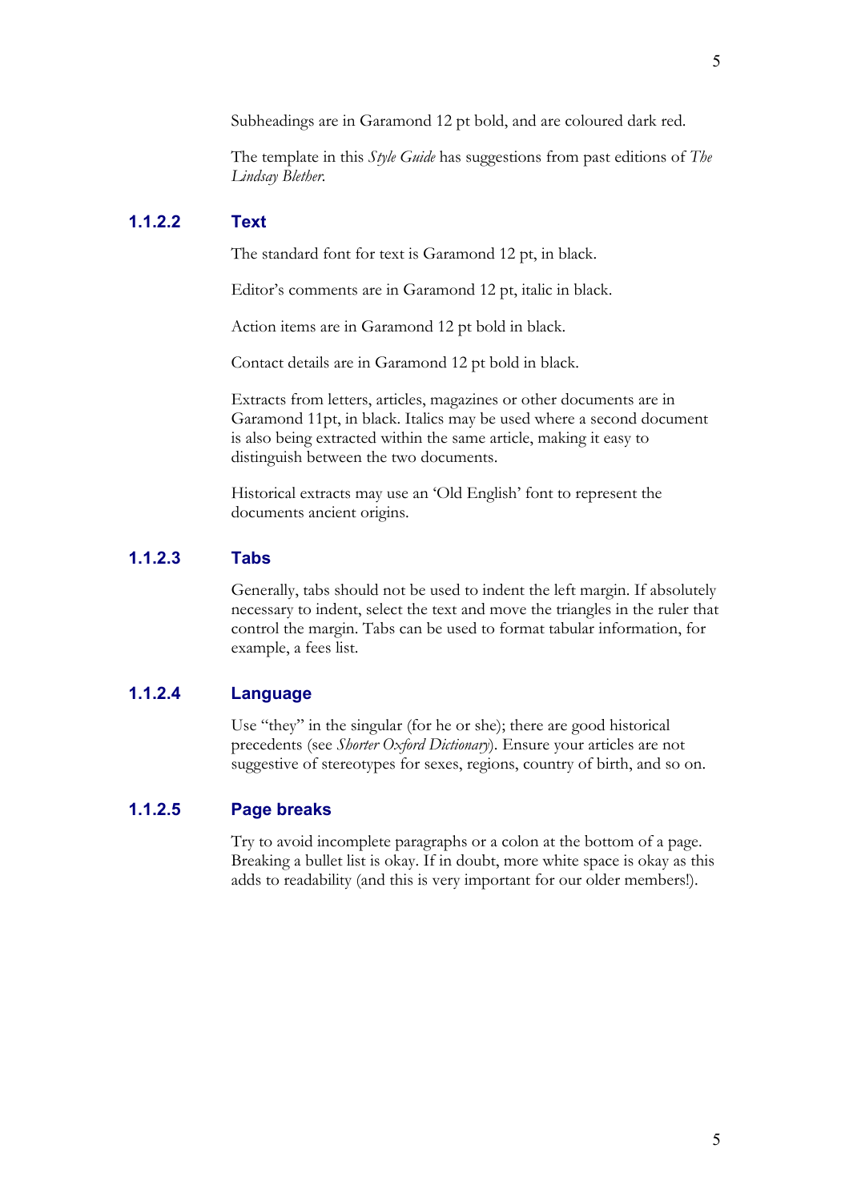Subheadings are in Garamond 12 pt bold, and are coloured dark red.

The template in this *Style Guide* has suggestions from past editions of *The Lindsay Blether*.

#### 1.1.2.2 Text

The standard font for text is Garamond 12 pt, in black.

Editor's comments are in Garamond 12 pt, italic in black.

Action items are in Garamond 12 pt bold in black.

Contact details are in Garamond 12 pt bold in black.

Extracts from letters, articles, magazines or other documents are in Garamond 11pt, in black. Italics may be used where a second document is also being extracted within the same article, making it easy to distinguish between the two documents.

Historical extracts may use an 'Old English' font to represent the documents ancient origins.

#### 1.1.2.3 Tabs

Generally, tabs should not be used to indent the left margin. If absolutely necessary to indent, select the text and move the triangles in the ruler that control the margin. Tabs can be used to format tabular information, for example, a fees list.

#### 1.1.2.4 Language

Use "they" in the singular (for he or she); there are good historical precedents (see *Shorter Oxford Dictionary*). Ensure your articles are not suggestive of stereotypes for sexes, regions, country of birth, and so on.

#### 1.1.2.5 Page breaks

Try to avoid incomplete paragraphs or a colon at the bottom of a page. Breaking a bullet list is okay. If in doubt, more white space is okay as this adds to readability (and this is very important for our older members!).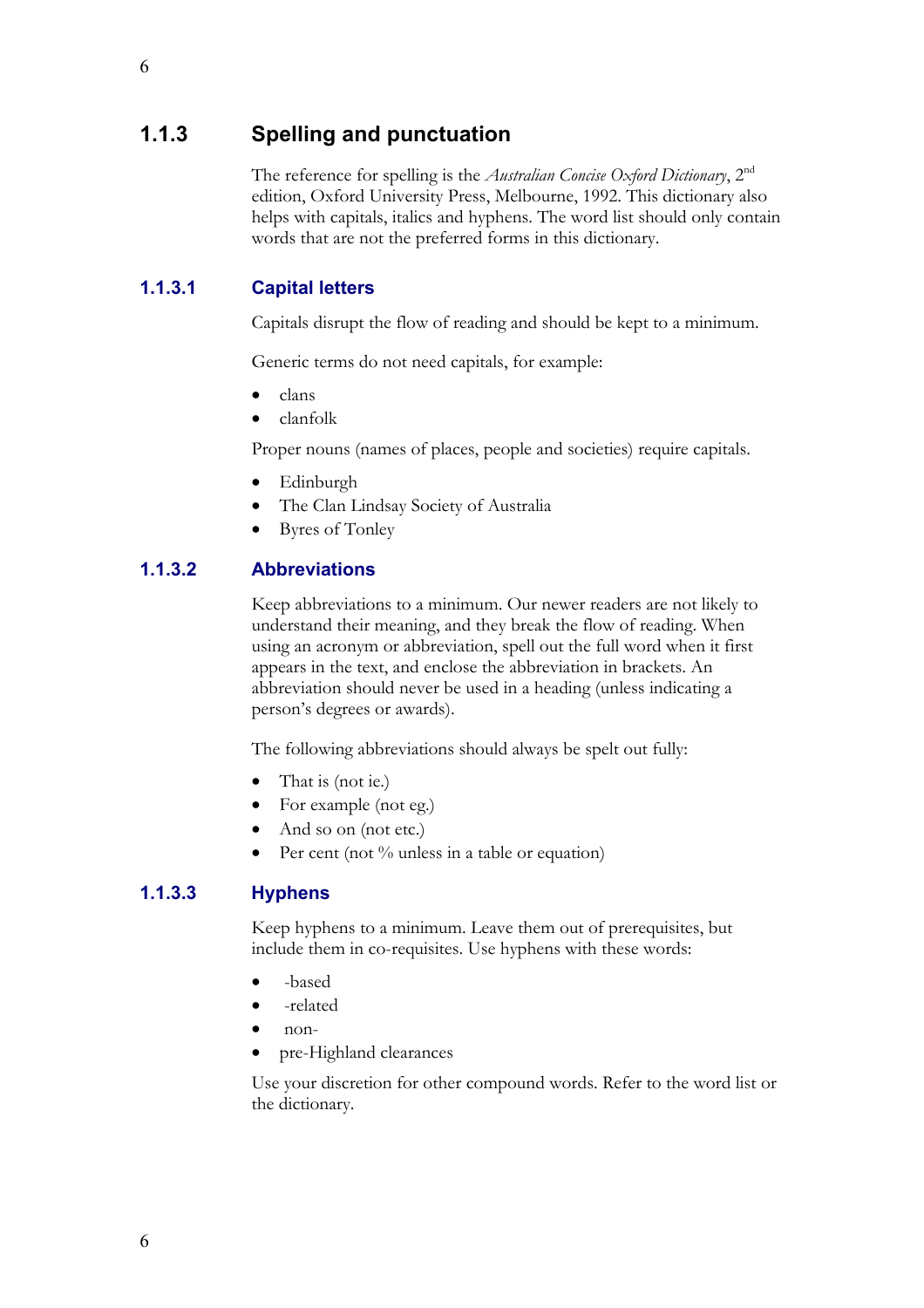## 1.1.3 Spelling and punctuation

The reference for spelling is the *Australian Concise Oxford Dictionary*, 2nd edition, Oxford University Press, Melbourne, 1992. This dictionary also helps with capitals, italics and hyphens. The word list should only contain words that are not the preferred forms in this dictionary.

### 1.1.3.1 Capital letters

Capitals disrupt the flow of reading and should be kept to a minimum.

Generic terms do not need capitals, for example:

- clans
- clanfolk

Proper nouns (names of places, people and societies) require capitals.

- Edinburgh
- The Clan Lindsay Society of Australia
- Byres of Tonley

### 1.1.3.2 Abbreviations

Keep abbreviations to a minimum. Our newer readers are not likely to understand their meaning, and they break the flow of reading. When using an acronym or abbreviation, spell out the full word when it first appears in the text, and enclose the abbreviation in brackets. An abbreviation should never be used in a heading (unless indicating a person's degrees or awards).

The following abbreviations should always be spelt out fully:

- That is (not ie.)
- For example (not eg.)
- And so on (not etc.)
- Per cent (not % unless in a table or equation)

### 1.1.3.3 Hyphens

Keep hyphens to a minimum. Leave them out of prerequisites, but include them in co-requisites. Use hyphens with these words:

- -based
- -related
- non-
- pre-Highland clearances

Use your discretion for other compound words. Refer to the word list or the dictionary.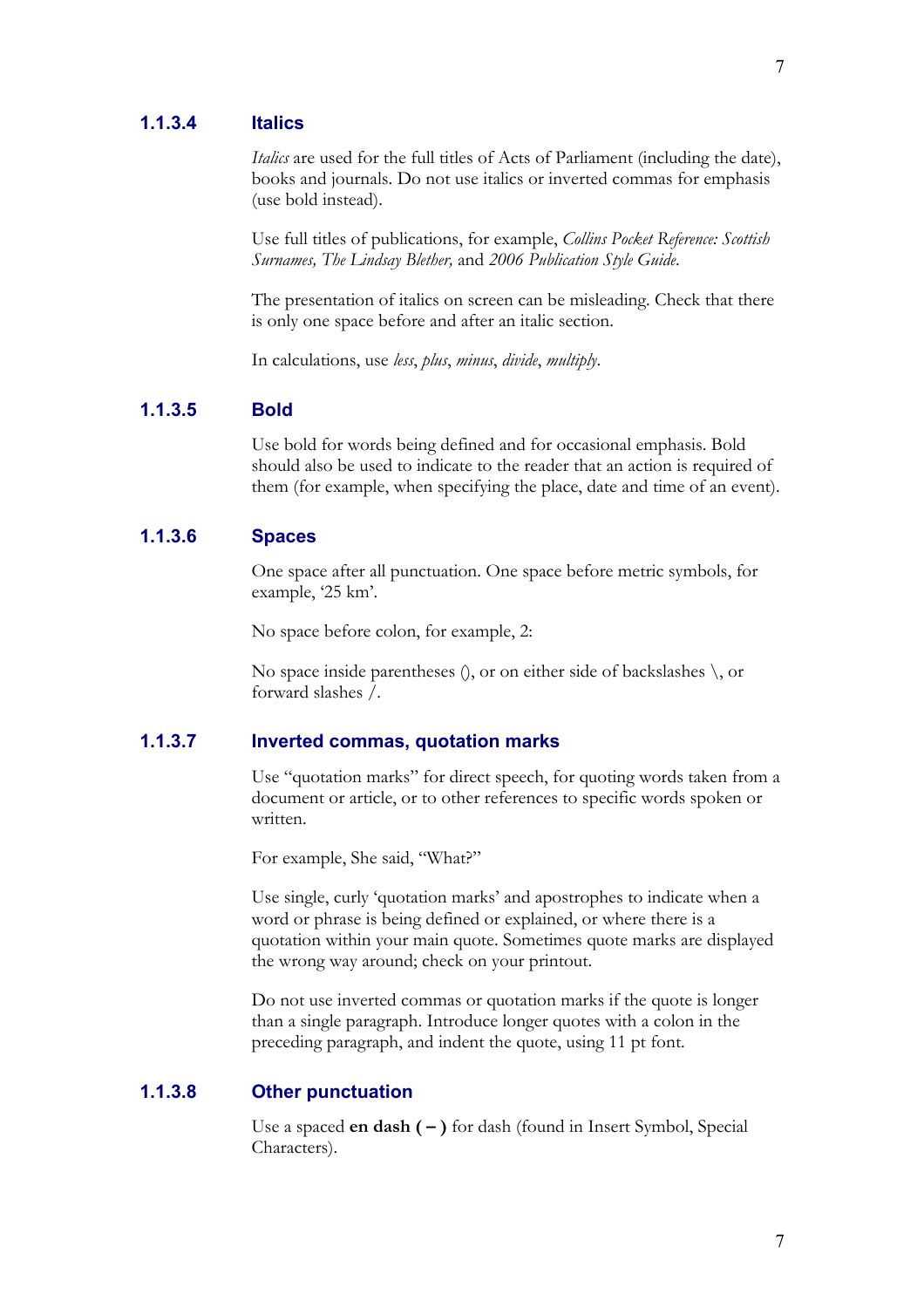### 1.1.3.4 Italics

*Italics* are used for the full titles of Acts of Parliament (including the date), books and journals. Do not use italics or inverted commas for emphasis (use bold instead).

Use full titles of publications, for example, *Collins Pocket Reference: Scottish Surnames, The Lindsay Blether,* and *2006 Publication Style Guide*.

The presentation of italics on screen can be misleading. Check that there is only one space before and after an italic section.

In calculations, use *less*, *plus*, *minus*, *divide*, *multiply*.

### 1.1.3.5 Bold

Use bold for words being defined and for occasional emphasis. Bold should also be used to indicate to the reader that an action is required of them (for example, when specifying the place, date and time of an event).

### 1.1.3.6 Spaces

One space after all punctuation. One space before metric symbols, for example, '25 km'.

No space before colon, for example, 2:

No space inside parentheses (), or on either side of backslashes \, or forward slashes /.

### 1.1.3.7 Inverted commas, quotation marks

Use "quotation marks" for direct speech, for quoting words taken from a document or article, or to other references to specific words spoken or written.

For example, She said, "What?"

Use single, curly 'quotation marks' and apostrophes to indicate when a word or phrase is being defined or explained, or where there is a quotation within your main quote. Sometimes quote marks are displayed the wrong way around; check on your printout.

Do not use inverted commas or quotation marks if the quote is longer than a single paragraph. Introduce longer quotes with a colon in the preceding paragraph, and indent the quote, using 11 pt font.

### 1.1.3.8 Other punctuation

Use a spaced **en dash ( – )** for dash (found in Insert Symbol, Special Characters).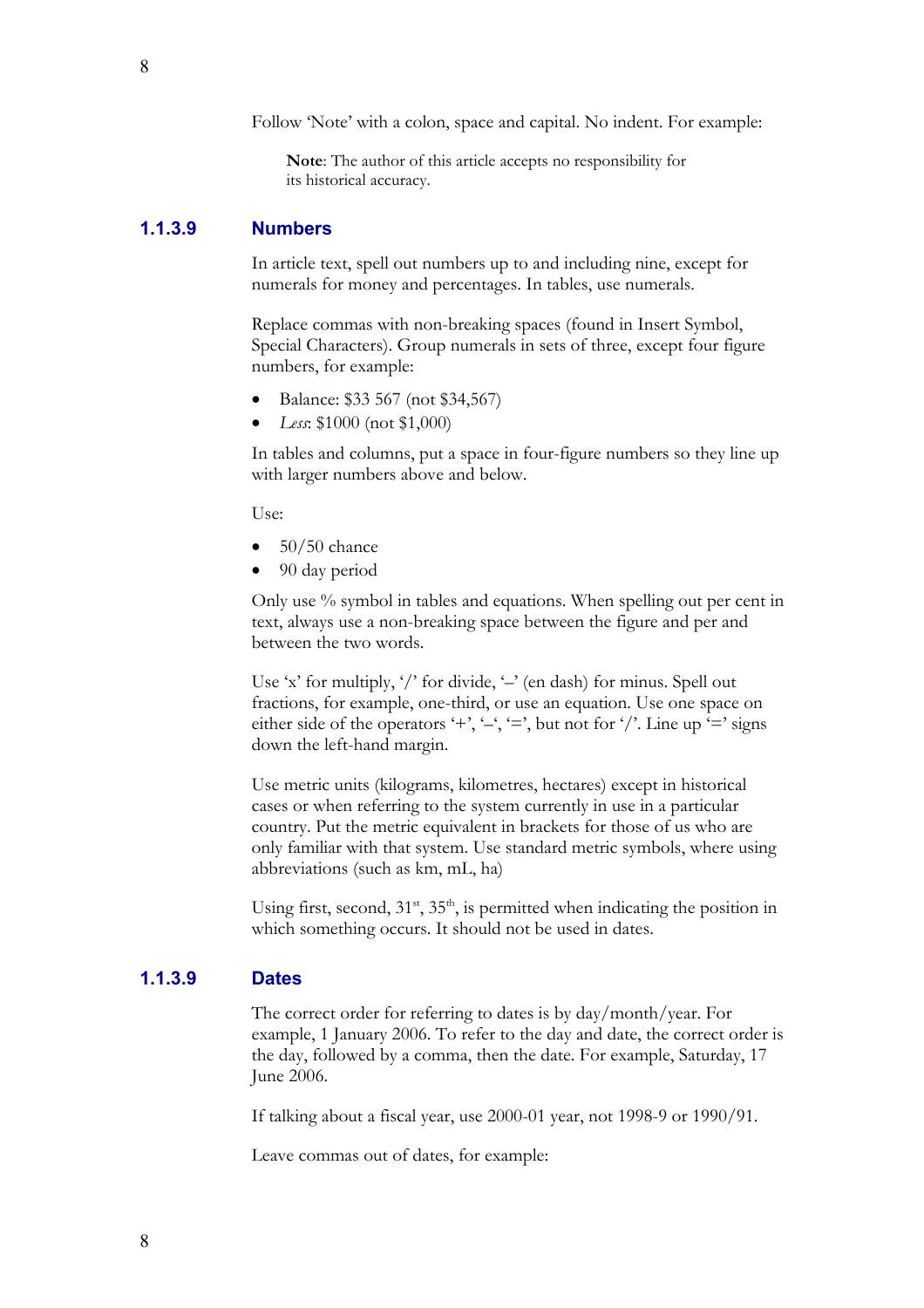Follow 'Note' with a colon, space and capital. No indent. For example:

> **Note**: The author of this article accepts no responsibility for its historical accuracy.

### 1.1.3.9 Numbers

In article text, spell out numbers up to and including nine, except for numerals for money and percentages. In tables, use numerals.

Replace commas with non-breaking spaces (found in Insert Symbol, Special Characters). Group numerals in sets of three, except four figure numbers, for example:

- Balance: $33 567 (not $34,567)
- *Less*: $1000 (not $1,000)

In tables and columns, put a space in four-figure numbers so they line up with larger numbers above and below.

Use:

- 50/50 chance
- 90 day period

Only use % symbol in tables and equations. When spelling out per cent in text, always use a non-breaking space between the figure and per and between the two words.

Use 'x' for multiply, '/' for divide, '–' (en dash) for minus. Spell out fractions, for example, one-third, or use an equation. Use one space on either side of the operators '+', '–', '=', but not for '/'. Line up '=' signs down the left-hand margin.

Use metric units (kilograms, kilometres, hectares) except in historical cases or when referring to the system currently in use in a particular country. Put the metric equivalent in brackets for those of us who are only familiar with that system. Use standard metric symbols, where using abbreviations (such as km, mL, ha)

Using first, second, 31st, 35th, is permitted when indicating the position in which something occurs. It should not be used in dates.

### 1.1.3.9 Dates

The correct order for referring to dates is by day/month/year. For example, 1 January 2006. To refer to the day and date, the correct order is the day, followed by a comma, then the date. For example, Saturday, 17 June 2006.

If talking about a fiscal year, use 2000-01 year, not 1998-9 or 1990/91.

Leave commas out of dates, for example: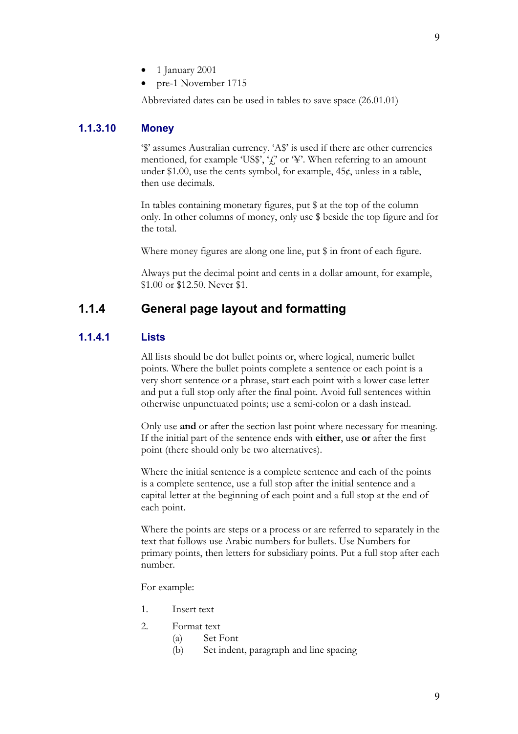- 1 January 2001
- pre-1 November 1715

Abbreviated dates can be used in tables to save space (26.01.01)

#### 1.1.3.10 Money

'$' assumes Australian currency. 'A$' is used if there are other currencies mentioned, for example 'US$', '£' or '¥'. When referring to an amount under $1.00, use the cents symbol, for example, 45¢, unless in a table, then use decimals.

In tables containing monetary figures, put $ at the top of the column only. In other columns of money, only use $ beside the top figure and for the total.

Where money figures are along one line, put $ in front of each figure.

Always put the decimal point and cents in a dollar amount, for example, $1.00 or $12.50. Never $1.

### 1.1.4 General page layout and formatting

#### 1.1.4.1 Lists

All lists should be dot bullet points or, where logical, numeric bullet points. Where the bullet points complete a sentence or each point is a very short sentence or a phrase, start each point with a lower case letter and put a full stop only after the final point. Avoid full sentences within otherwise unpunctuated points; use a semi-colon or a dash instead.

Only use **and** or after the section last point where necessary for meaning. If the initial part of the sentence ends with **either**, use **or** after the first point (there should only be two alternatives).

Where the initial sentence is a complete sentence and each of the points is a complete sentence, use a full stop after the initial sentence and a capital letter at the beginning of each point and a full stop at the end of each point.

Where the points are steps or a process or are referred to separately in the text that follows use Arabic numbers for bullets. Use Numbers for primary points, then letters for subsidiary points. Put a full stop after each number.

For example:

1. Insert text
2. Format text
   (a) Set Font
   (b) Set indent, paragraph and line spacing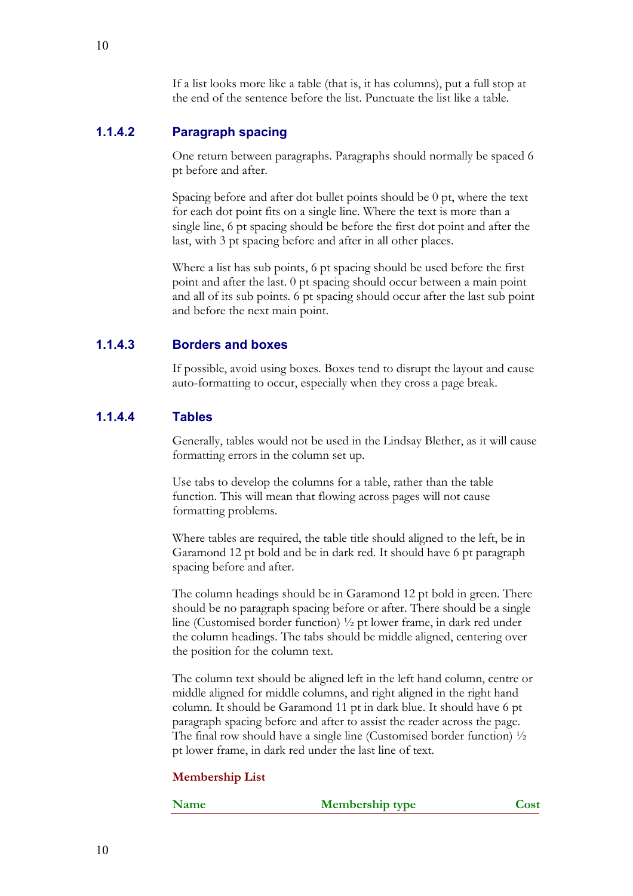If a list looks more like a table (that is, it has columns), put a full stop at the end of the sentence before the list. Punctuate the list like a table.

#### 1.1.4.2 Paragraph spacing

One return between paragraphs. Paragraphs should normally be spaced 6 pt before and after.

Spacing before and after dot bullet points should be 0 pt, where the text for each dot point fits on a single line. Where the text is more than a single line, 6 pt spacing should be before the first dot point and after the last, with 3 pt spacing before and after in all other places.

Where a list has sub points, 6 pt spacing should be used before the first point and after the last. 0 pt spacing should occur between a main point and all of its sub points. 6 pt spacing should occur after the last sub point and before the next main point.

#### 1.1.4.3 Borders and boxes

If possible, avoid using boxes. Boxes tend to disrupt the layout and cause auto-formatting to occur, especially when they cross a page break.

#### 1.1.4.4 Tables

Generally, tables would not be used in the Lindsay Blether, as it will cause formatting errors in the column set up.

Use tabs to develop the columns for a table, rather than the table function. This will mean that flowing across pages will not cause formatting problems.

Where tables are required, the table title should aligned to the left, be in Garamond 12 pt bold and be in dark red. It should have 6 pt paragraph spacing before and after.

The column headings should be in Garamond 12 pt bold in green. There should be no paragraph spacing before or after. There should be a single line (Customised border function) ½ pt lower frame, in dark red under the column headings. The tabs should be middle aligned, centering over the position for the column text.

The column text should be aligned left in the left hand column, centre or middle aligned for middle columns, and right aligned in the right hand column. It should be Garamond 11 pt in dark blue. It should have 6 pt paragraph spacing before and after to assist the reader across the page. The final row should have a single line (Customised border function) ½ pt lower frame, in dark red under the last line of text.

**Membership List**

| Name | Membership type | Cost |
|---|:---:|---:|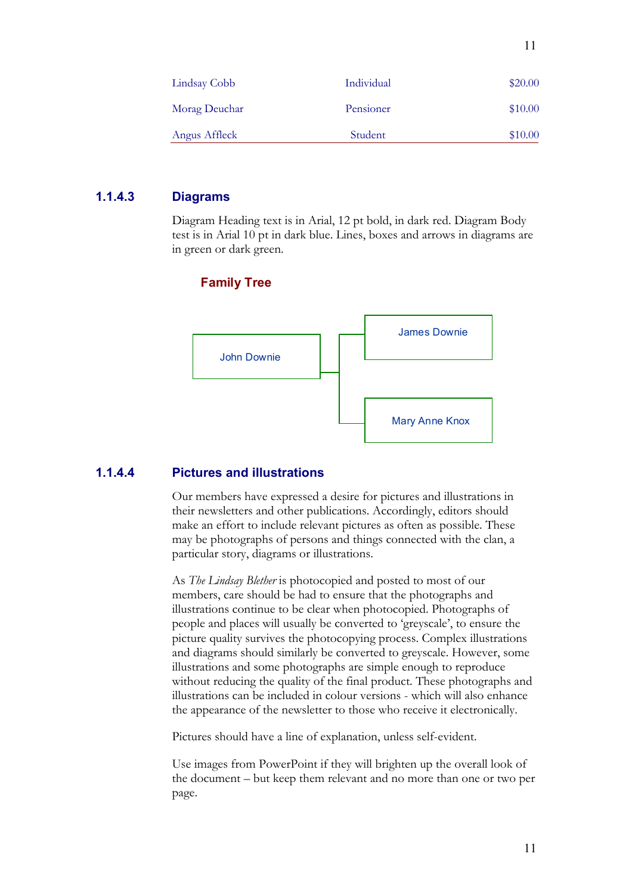| | | |
|---|---|---|
| Lindsay Cobb | Individual | $20.00 |
| Morag Deuchar | Pensioner | $10.00 |
| Angus Affleck | Student | $10.00 |

### 1.1.4.3 Diagrams

Diagram Heading text is in Arial, 12 pt bold, in dark red. Diagram Body test is in Arial 10 pt in dark blue. Lines, boxes and arrows in diagrams are in green or dark green.

**Family Tree**

John Downie

James Downie

Mary Anne Knox

### 1.1.4.4 Pictures and illustrations

Our members have expressed a desire for pictures and illustrations in their newsletters and other publications. Accordingly, editors should make an effort to include relevant pictures as often as possible. These may be photographs of persons and things connected with the clan, a particular story, diagrams or illustrations.

As *The Lindsay Blether* is photocopied and posted to most of our members, care should be had to ensure that the photographs and illustrations continue to be clear when photocopied. Photographs of people and places will usually be converted to 'greyscale', to ensure the picture quality survives the photocopying process. Complex illustrations and diagrams should similarly be converted to greyscale. However, some illustrations and some photographs are simple enough to reproduce without reducing the quality of the final product. These photographs and illustrations can be included in colour versions - which will also enhance the appearance of the newsletter to those who receive it electronically.

Pictures should have a line of explanation, unless self-evident.

Use images from PowerPoint if they will brighten up the overall look of the document – but keep them relevant and no more than one or two per page.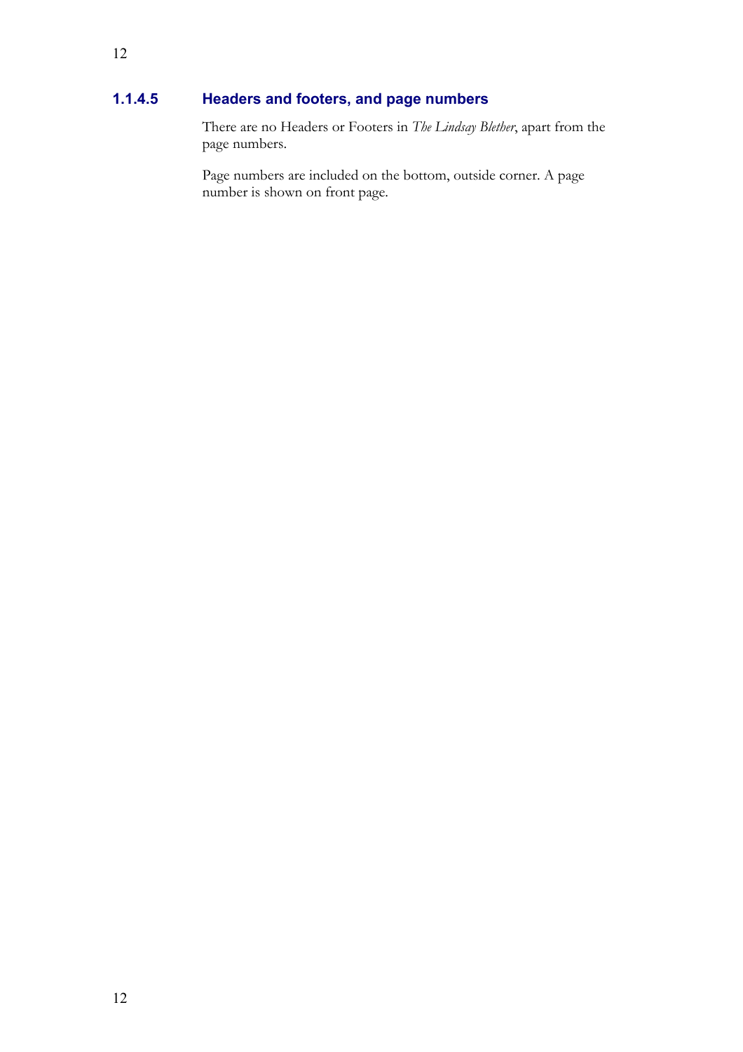#### 1.1.4.5 Headers and footers, and page numbers

There are no Headers or Footers in *The Lindsay Blether*, apart from the page numbers.

Page numbers are included on the bottom, outside corner. A page number is shown on front page.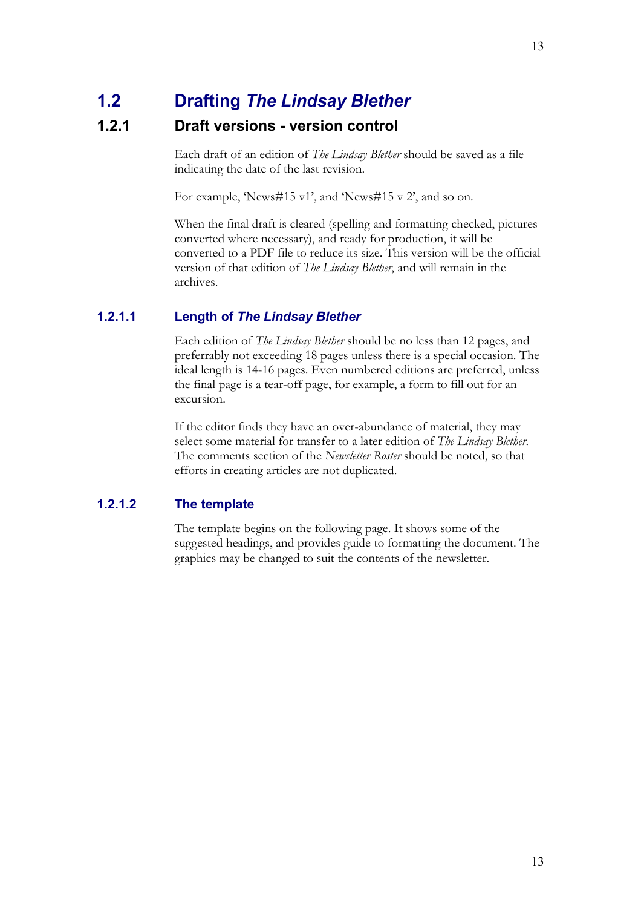# 1.2 Drafting *The Lindsay Blether*

## 1.2.1 Draft versions - version control

Each draft of an edition of *The Lindsay Blether* should be saved as a file indicating the date of the last revision.

For example, 'News#15 v1', and 'News#15 v 2', and so on.

When the final draft is cleared (spelling and formatting checked, pictures converted where necessary), and ready for production, it will be converted to a PDF file to reduce its size. This version will be the official version of that edition of *The Lindsay Blether*, and will remain in the archives.

### 1.2.1.1 Length of *The Lindsay Blether*

Each edition of *The Lindsay Blether* should be no less than 12 pages, and preferrably not exceeding 18 pages unless there is a special occasion. The ideal length is 14-16 pages. Even numbered editions are preferred, unless the final page is a tear-off page, for example, a form to fill out for an excursion.

If the editor finds they have an over-abundance of material, they may select some material for transfer to a later edition of *The Lindsay Blether*. The comments section of the *Newsletter Roster* should be noted, so that efforts in creating articles are not duplicated.

### 1.2.1.2 The template

The template begins on the following page. It shows some of the suggested headings, and provides guide to formatting the document. The graphics may be changed to suit the contents of the newsletter.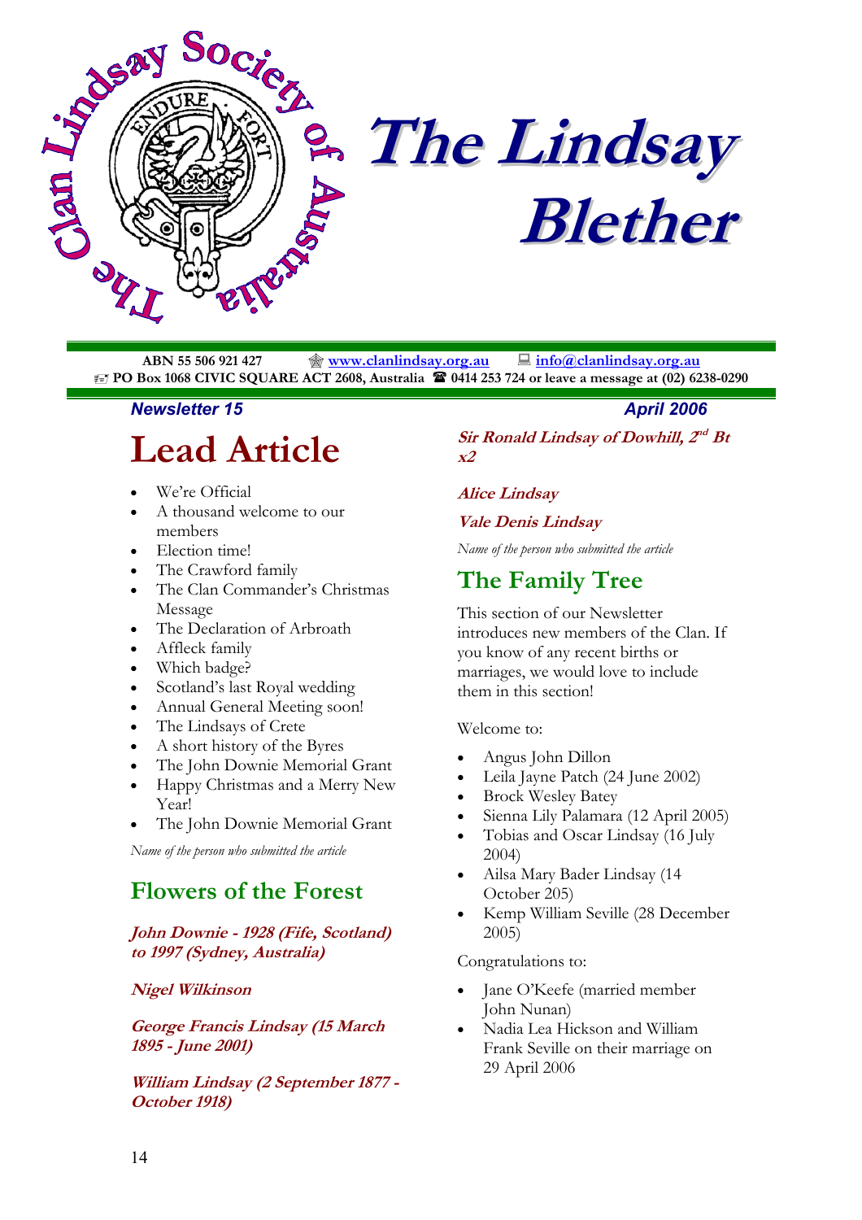# The Lindsay Blether

ABN 55 506 921 427 www.clanlindsay.org.au info@clanlindsay.org.au
PO Box 1068 CIVIC SQUARE ACT 2608, Australia 0414 253 724 or leave a message at (02) 6238-0290

***Newsletter 15*** ***April 2006***

# Lead Article

- We're Official
- A thousand welcome to our members
- Election time!
- The Crawford family
- The Clan Commander's Christmas Message
- The Declaration of Arbroath
- Affleck family
- Which badge?
- Scotland's last Royal wedding
- Annual General Meeting soon!
- The Lindsays of Crete
- A short history of the Byres
- The John Downie Memorial Grant
- Happy Christmas and a Merry New Year!
- The John Downie Memorial Grant

*Name of the person who submitted the article*

## Flowers of the Forest

***John Downie - 1928 (Fife, Scotland) to 1997 (Sydney, Australia)***

***Nigel Wilkinson***

***George Francis Lindsay (15 March 1895 - June 2001)***

***William Lindsay (2 September 1877 - October 1918)***

***Sir Ronald Lindsay of Dowhill, 2nd Bt x2***

***Alice Lindsay***

***Vale Denis Lindsay***

*Name of the person who submitted the article*

## The Family Tree

This section of our Newsletter introduces new members of the Clan. If you know of any recent births or marriages, we would love to include them in this section!

Welcome to:

- Angus John Dillon
- Leila Jayne Patch (24 June 2002)
- Brock Wesley Batey
- Sienna Lily Palamara (12 April 2005)
- Tobias and Oscar Lindsay (16 July 2004)
- Ailsa Mary Bader Lindsay (14 October 205)
- Kemp William Seville (28 December 2005)

Congratulations to:

- Jane O'Keefe (married member John Nunan)
- Nadia Lea Hickson and William Frank Seville on their marriage on 29 April 2006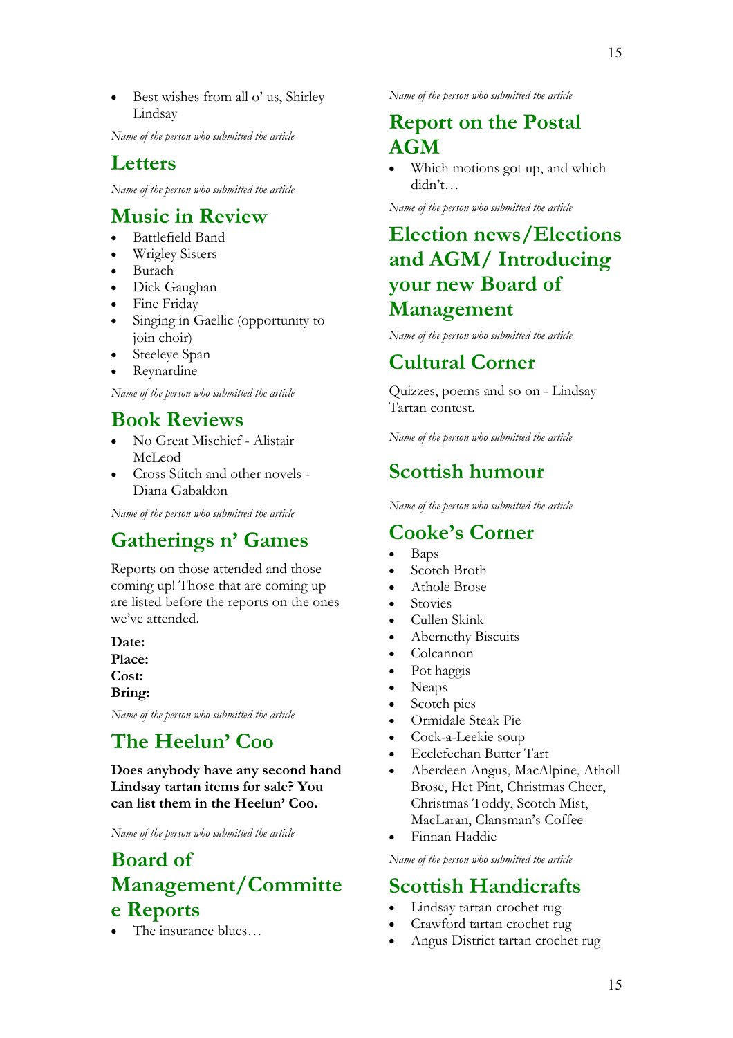- Best wishes from all o' us, Shirley Lindsay

*Name of the person who submitted the article*

## Letters

*Name of the person who submitted the article*

## Music in Review

- Battlefield Band
- Wrigley Sisters
- Burach
- Dick Gaughan
- Fine Friday
- Singing in Gaellic (opportunity to join choir)
- Steeleye Span
- Reynardine

*Name of the person who submitted the article*

## Book Reviews

- No Great Mischief - Alistair McLeod
- Cross Stitch and other novels - Diana Gabaldon

*Name of the person who submitted the article*

## Gatherings n' Games

Reports on those attended and those coming up! Those that are coming up are listed before the reports on the ones we've attended.

**Date:**
**Place:**
**Cost:**
**Bring:**

*Name of the person who submitted the article*

## The Heelun' Coo

**Does anybody have any second hand Lindsay tartan items for sale? You can list them in the Heelun' Coo.**

*Name of the person who submitted the article*

## Board of Management/Committee Reports

- The insurance blues…

*Name of the person who submitted the article*

## Report on the Postal AGM

- Which motions got up, and which didn't…

*Name of the person who submitted the article*

## Election news/Elections and AGM/ Introducing your new Board of Management

*Name of the person who submitted the article*

## Cultural Corner

Quizzes, poems and so on - Lindsay Tartan contest.

*Name of the person who submitted the article*

## Scottish humour

*Name of the person who submitted the article*

## Cooke's Corner

- Baps
- Scotch Broth
- Athole Brose
- Stovies
- Cullen Skink
- Abernethy Biscuits
- Colcannon
- Pot haggis
- Neaps
- Scotch pies
- Ormidale Steak Pie
- Cock-a-Leekie soup
- Ecclefechan Butter Tart
- Aberdeen Angus, MacAlpine, Atholl Brose, Het Pint, Christmas Cheer, Christmas Toddy, Scotch Mist, MacLaran, Clansman's Coffee
- Finnan Haddie

*Name of the person who submitted the article*

## Scottish Handicrafts

- Lindsay tartan crochet rug
- Crawford tartan crochet rug
- Angus District tartan crochet rug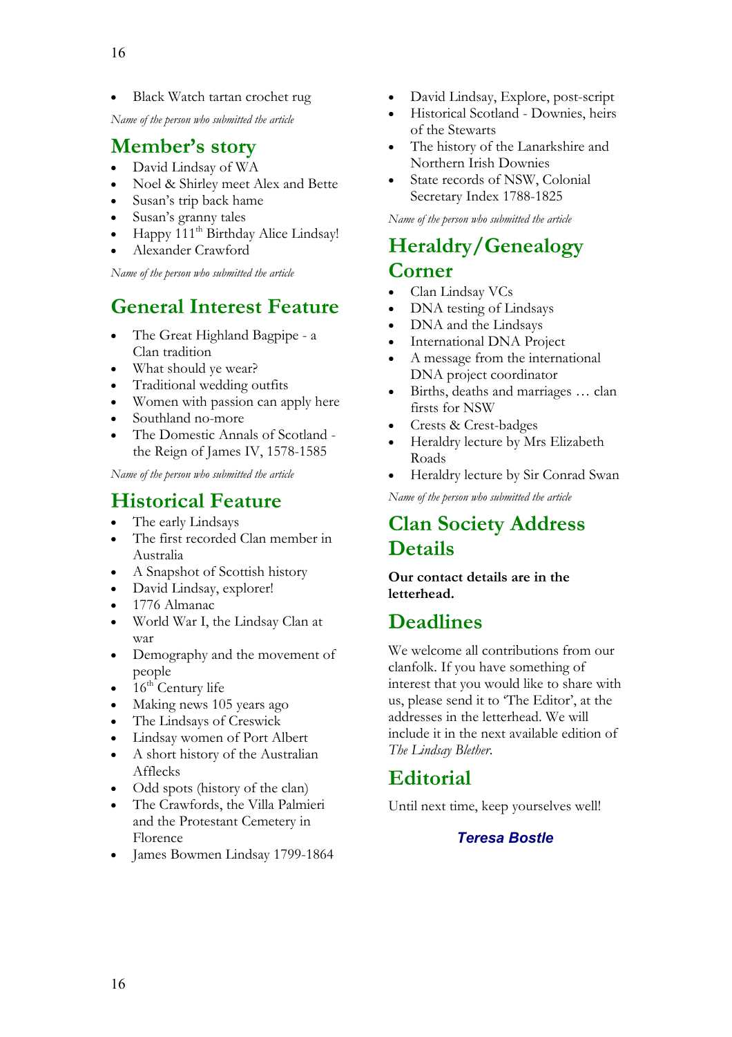- Black Watch tartan crochet rug

*Name of the person who submitted the article*

## Member's story

- David Lindsay of WA
- Noel & Shirley meet Alex and Bette
- Susan's trip back hame
- Susan's granny tales
- Happy 111th Birthday Alice Lindsay!
- Alexander Crawford

*Name of the person who submitted the article*

## General Interest Feature

- The Great Highland Bagpipe - a Clan tradition
- What should ye wear?
- Traditional wedding outfits
- Women with passion can apply here
- Southland no-more
- The Domestic Annals of Scotland - the Reign of James IV, 1578-1585

*Name of the person who submitted the article*

## Historical Feature

- The early Lindsays
- The first recorded Clan member in Australia
- A Snapshot of Scottish history
- David Lindsay, explorer!
- 1776 Almanac
- World War I, the Lindsay Clan at war
- Demography and the movement of people
- 16th Century life
- Making news 105 years ago
- The Lindsays of Creswick
- Lindsay women of Port Albert
- A short history of the Australian Afflecks
- Odd spots (history of the clan)
- The Crawfords, the Villa Palmieri and the Protestant Cemetery in Florence
- James Bowmen Lindsay 1799-1864
- David Lindsay, Explore, post-script
- Historical Scotland - Downies, heirs of the Stewarts
- The history of the Lanarkshire and Northern Irish Downies
- State records of NSW, Colonial Secretary Index 1788-1825

*Name of the person who submitted the article*

## Heraldry/Genealogy Corner

- Clan Lindsay VCs
- DNA testing of Lindsays
- DNA and the Lindsays
- International DNA Project
- A message from the international DNA project coordinator
- Births, deaths and marriages … clan firsts for NSW
- Crests & Crest-badges
- Heraldry lecture by Mrs Elizabeth Roads
- Heraldry lecture by Sir Conrad Swan

*Name of the person who submitted the article*

## Clan Society Address Details

**Our contact details are in the letterhead.**

## Deadlines

We welcome all contributions from our clanfolk. If you have something of interest that you would like to share with us, please send it to 'The Editor', at the addresses in the letterhead. We will include it in the next available edition of *The Lindsay Blether.*

## Editorial

Until next time, keep yourselves well!

***Teresa Bostle***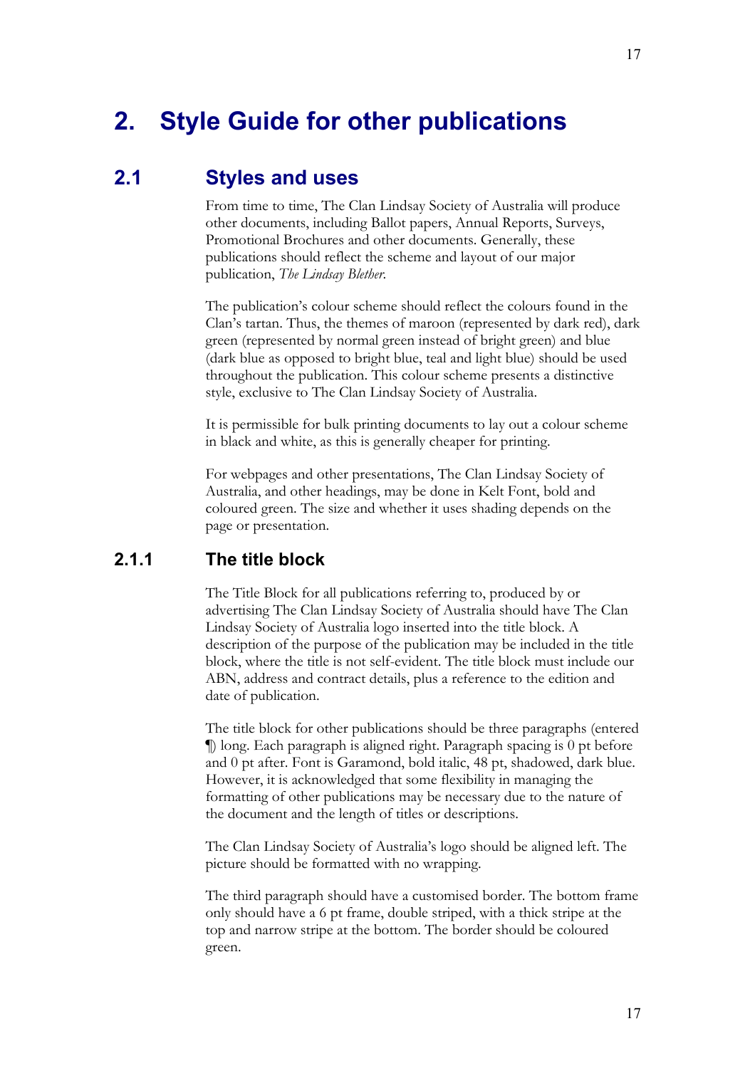# 2. Style Guide for other publications

## 2.1 Styles and uses

From time to time, The Clan Lindsay Society of Australia will produce other documents, including Ballot papers, Annual Reports, Surveys, Promotional Brochures and other documents. Generally, these publications should reflect the scheme and layout of our major publication, *The Lindsay Blether.*

The publication's colour scheme should reflect the colours found in the Clan's tartan. Thus, the themes of maroon (represented by dark red), dark green (represented by normal green instead of bright green) and blue (dark blue as opposed to bright blue, teal and light blue) should be used throughout the publication. This colour scheme presents a distinctive style, exclusive to The Clan Lindsay Society of Australia.

It is permissible for bulk printing documents to lay out a colour scheme in black and white, as this is generally cheaper for printing.

For webpages and other presentations, The Clan Lindsay Society of Australia, and other headings, may be done in Kelt Font, bold and coloured green. The size and whether it uses shading depends on the page or presentation.

### 2.1.1 The title block

The Title Block for all publications referring to, produced by or advertising The Clan Lindsay Society of Australia should have The Clan Lindsay Society of Australia logo inserted into the title block. A description of the purpose of the publication may be included in the title block, where the title is not self-evident. The title block must include our ABN, address and contract details, plus a reference to the edition and date of publication.

The title block for other publications should be three paragraphs (entered ¶) long. Each paragraph is aligned right. Paragraph spacing is 0 pt before and 0 pt after. Font is Garamond, bold italic, 48 pt, shadowed, dark blue. However, it is acknowledged that some flexibility in managing the formatting of other publications may be necessary due to the nature of the document and the length of titles or descriptions.

The Clan Lindsay Society of Australia's logo should be aligned left. The picture should be formatted with no wrapping.

The third paragraph should have a customised border. The bottom frame only should have a 6 pt frame, double striped, with a thick stripe at the top and narrow stripe at the bottom. The border should be coloured green.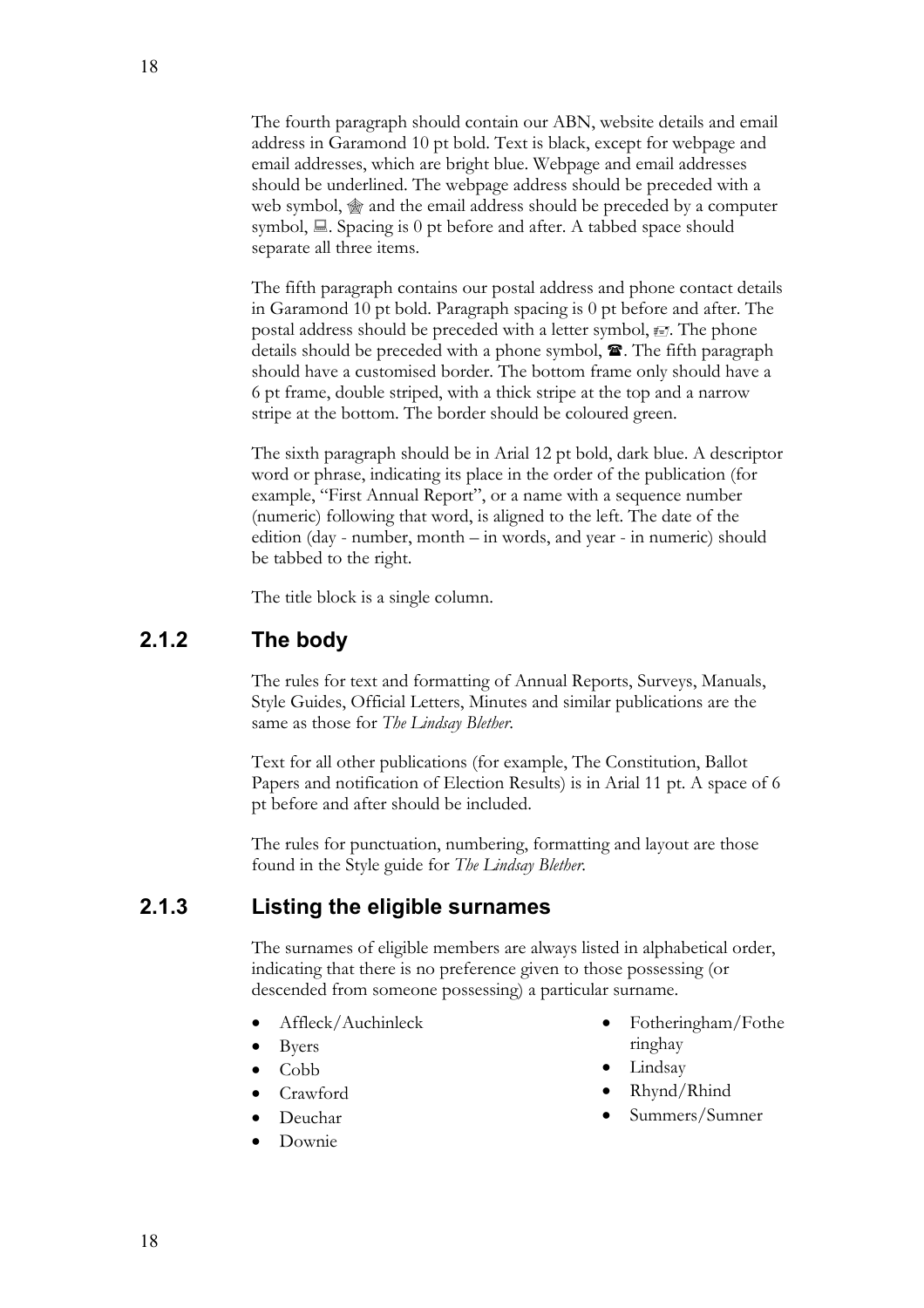The fourth paragraph should contain our ABN, website details and email address in Garamond 10 pt bold. Text is black, except for webpage and email addresses, which are bright blue. Webpage and email addresses should be underlined. The webpage address should be preceded with a web symbol, 🕸 and the email address should be preceded by a computer symbol, 💻. Spacing is 0 pt before and after. A tabbed space should separate all three items.

The fifth paragraph contains our postal address and phone contact details in Garamond 10 pt bold. Paragraph spacing is 0 pt before and after. The postal address should be preceded with a letter symbol, 🖃. The phone details should be preceded with a phone symbol, ☎. The fifth paragraph should have a customised border. The bottom frame only should have a 6 pt frame, double striped, with a thick stripe at the top and a narrow stripe at the bottom. The border should be coloured green.

The sixth paragraph should be in Arial 12 pt bold, dark blue. A descriptor word or phrase, indicating its place in the order of the publication (for example, "First Annual Report", or a name with a sequence number (numeric) following that word, is aligned to the left. The date of the edition (day - number, month – in words, and year - in numeric) should be tabbed to the right.

The title block is a single column.

### 2.1.2 The body

The rules for text and formatting of Annual Reports, Surveys, Manuals, Style Guides, Official Letters, Minutes and similar publications are the same as those for *The Lindsay Blether*.

Text for all other publications (for example, The Constitution, Ballot Papers and notification of Election Results) is in Arial 11 pt. A space of 6 pt before and after should be included.

The rules for punctuation, numbering, formatting and layout are those found in the Style guide for *The Lindsay Blether*.

### 2.1.3 Listing the eligible surnames

The surnames of eligible members are always listed in alphabetical order, indicating that there is no preference given to those possessing (or descended from someone possessing) a particular surname.

- Affleck/Auchinleck
- Byers
- Cobb
- Crawford
- Deuchar
- Downie
- Fotheringham/Fotheringhay
- Lindsay
- Rhynd/Rhind
- Summers/Sumner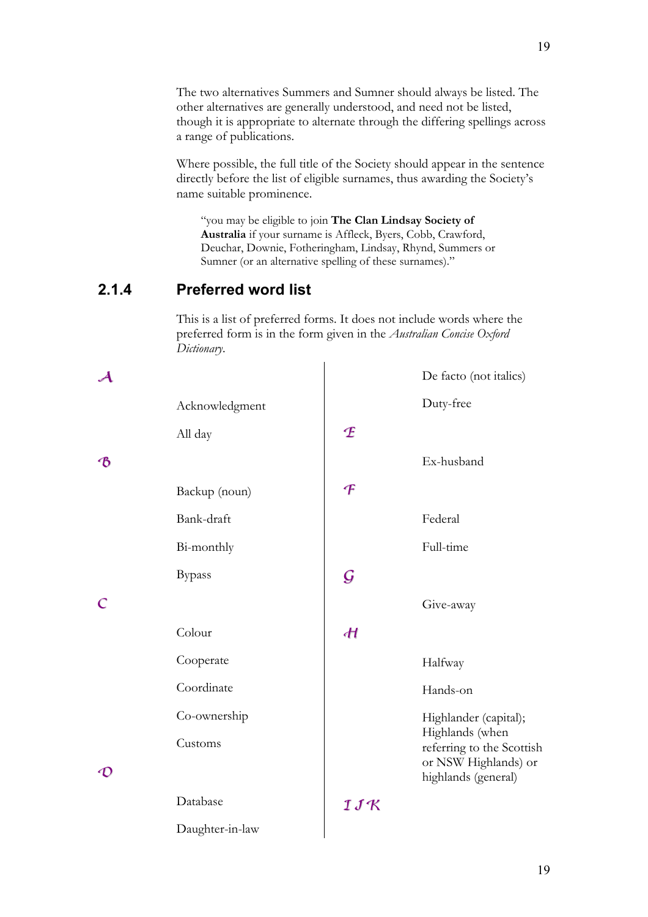The two alternatives Summers and Sumner should always be listed. The other alternatives are generally understood, and need not be listed, though it is appropriate to alternate through the differing spellings across a range of publications.

Where possible, the full title of the Society should appear in the sentence directly before the list of eligible surnames, thus awarding the Society's name suitable prominence.

> "you may be eligible to join **The Clan Lindsay Society of Australia** if your surname is Affleck, Byers, Cobb, Crawford, Deuchar, Downie, Fotheringham, Lindsay, Rhynd, Summers or Sumner (or an alternative spelling of these surnames)."

### 2.1.4 Preferred word list

This is a list of preferred forms. It does not include words where the preferred form is in the form given in the *Australian Concise Oxford Dictionary*.

**A**

Acknowledgment

All day

**B**

Backup (noun)

Bank-draft

Bi-monthly

Bypass

**C**

Colour

Cooperate

Coordinate

Co-ownership

Customs

**D**

Database

Daughter-in-law

De facto (not italics)

Duty-free

**E**

Ex-husband

**F**

Federal

Full-time

**G**

Give-away

**H**

Halfway

Hands-on

Highlander (capital); Highlands (when referring to the Scottish or NSW Highlands) or highlands (general)

**I J K**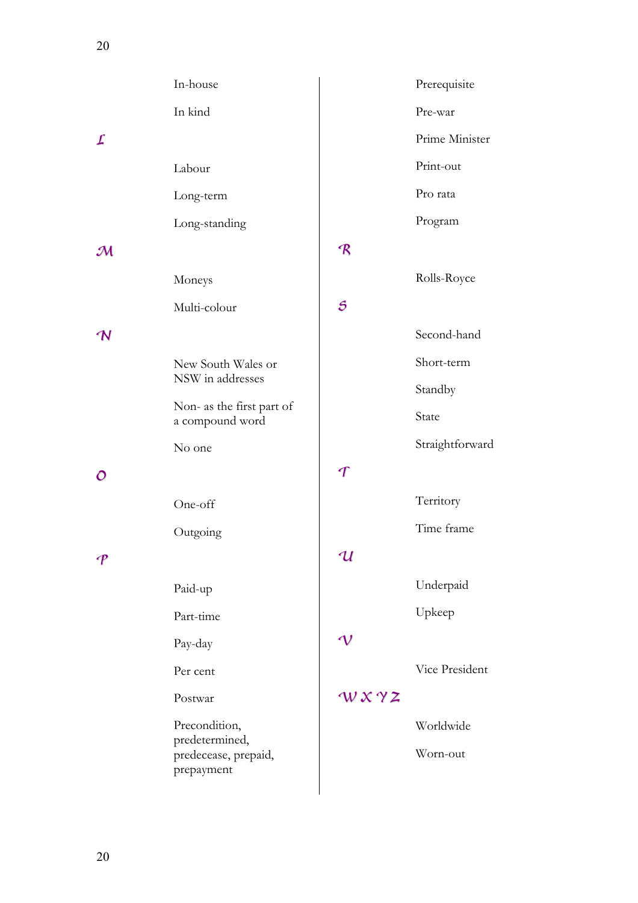In-house

In kind

## L

Labour

Long-term

Long-standing

## M

Moneys

Multi-colour

## N

New South Wales or NSW in addresses

Non- as the first part of a compound word

No one

## O

One-off

Outgoing

## P

Paid-up

Part-time

Pay-day

Per cent

Postwar

Precondition, predetermined, predecease, prepaid, prepayment

Prerequisite

Pre-war

Prime Minister

Print-out

Pro rata

Program

## R

Rolls-Royce

## S

Second-hand

Short-term

Standby

State

Straightforward

## T

Territory

Time frame

## U

Underpaid

Upkeep

## V

Vice President

## W X Y Z

Worldwide

Worn-out